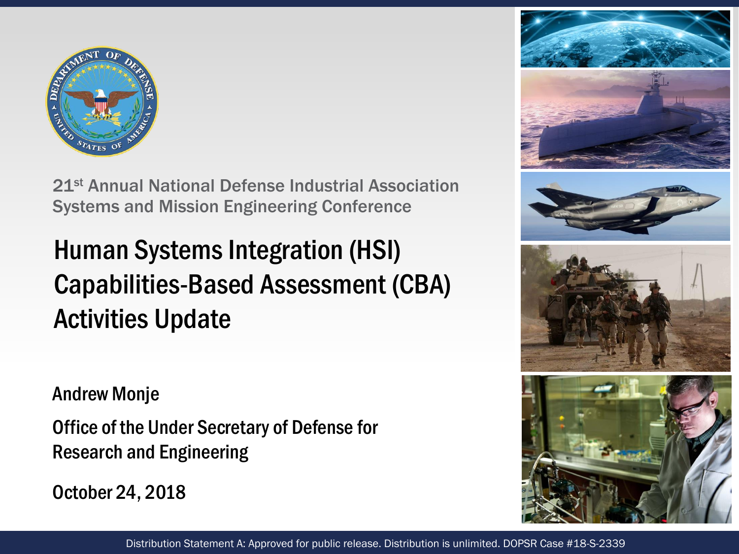21st Annual National Defense Industrial Association Systems and Mission Engineering Conference

# Human Systems Integration (HSI) Capabilities-Based Assessment (CBA) Activities Update

Andrew Monje

Office of the Under Secretary of Defense for Research and Engineering

October 24, 2018

Distribution Statement A: Approved for public release. Distribution is unlimited. DOPSR Case #18-S-2339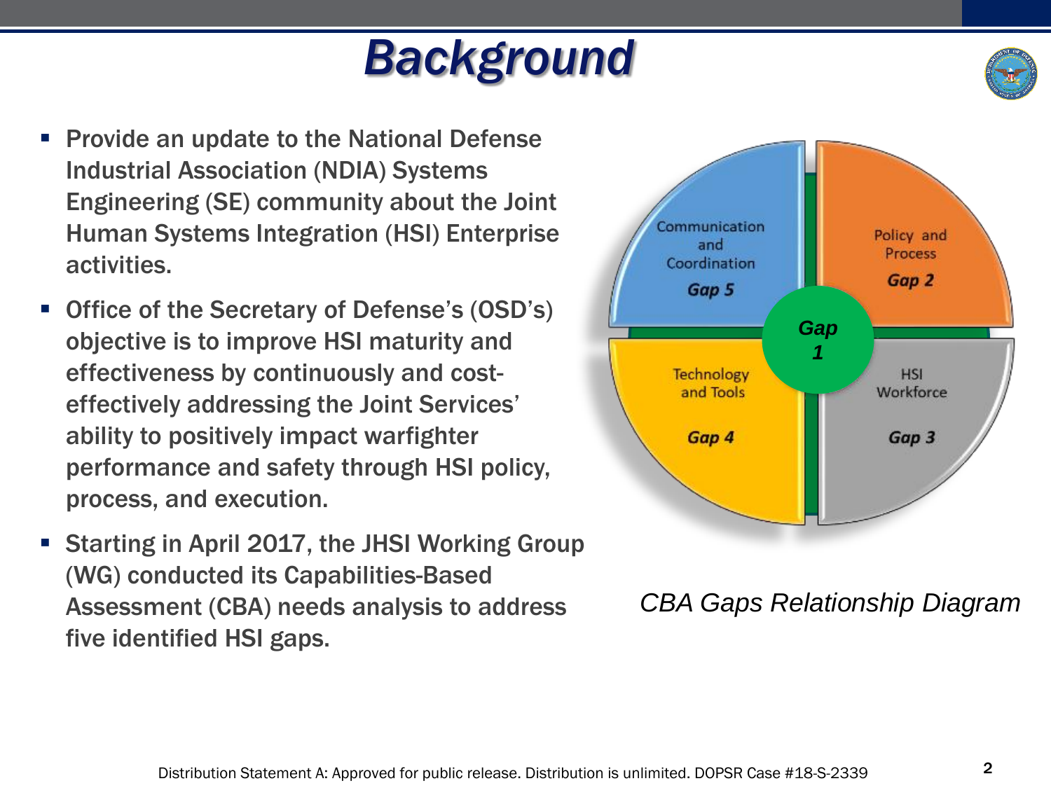# Background

- Provide an update to the National Defense Industrial Association (NDIA) Systems Engineering (SE) community about the Joint Human Systems Integration (HSI) Enterprise activities.
- Office of the Secretary of Defense's (OSD's) objective is to improve HSI maturity and effectiveness by continuously and cost-effectively addressing the Joint Services' ability to positively impact warfighter performance and safety through HSI policy, process, and execution.
- Starting in April 2017, the JHSI Working Group (WG) conducted its Capabilities-Based Assessment (CBA) needs analysis to address five identified HSI gaps.

Communication and Coordination **Gap 5**

Policy and Process **Gap 2**

**Gap 1**

Technology and Tools **Gap 4**

HSI Workforce **Gap 3**

*CBA Gaps Relationship Diagram*

Distribution Statement A: Approved for public release. Distribution is unlimited. DOPSR Case #18-S-2339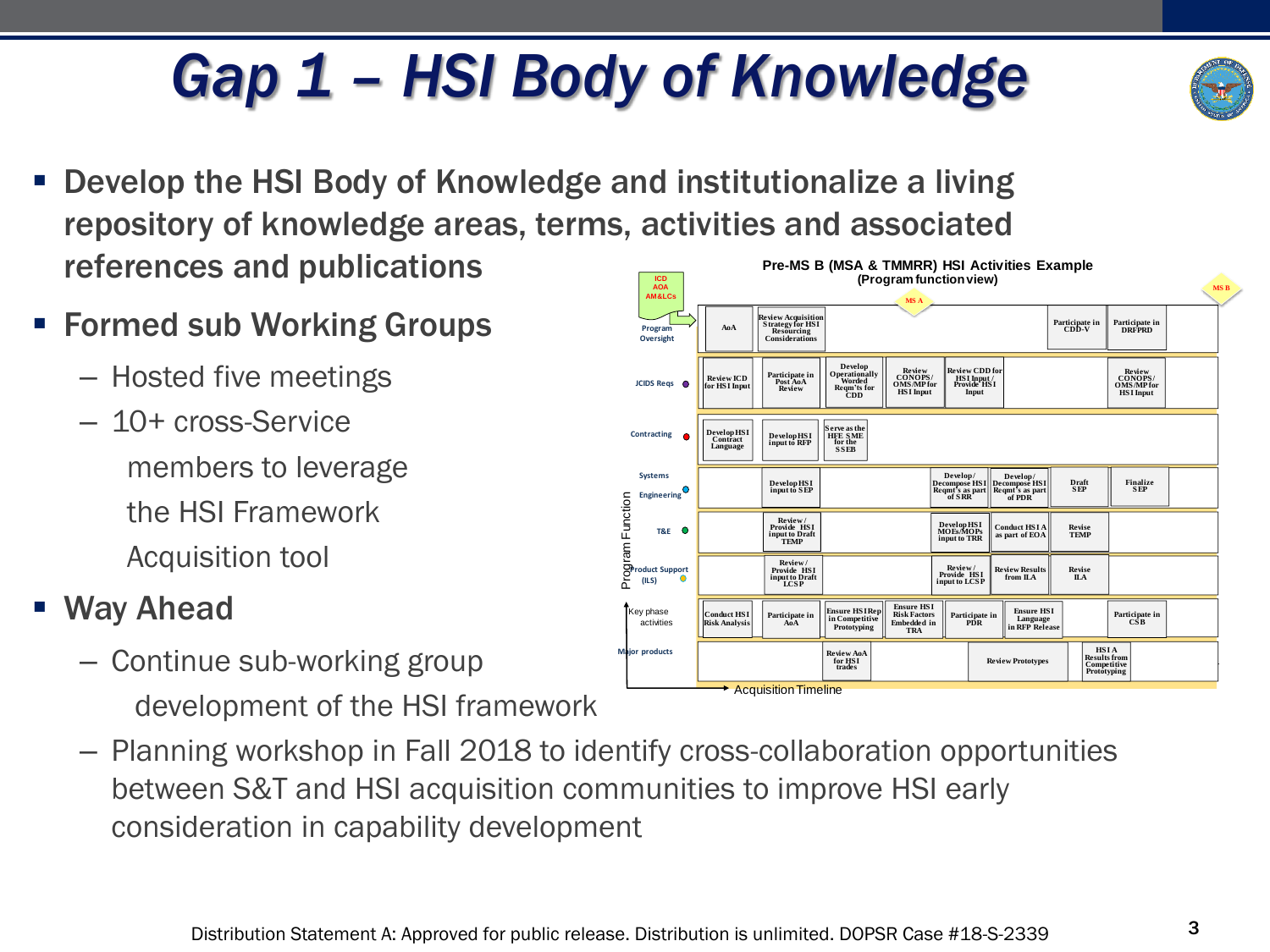# Gap 1 – HSI Body of Knowledge

- Develop the HSI Body of Knowledge and institutionalize a living repository of knowledge areas, terms, activities and associated references and publications
- Formed sub Working Groups
  - Hosted five meetings
  - 10+ cross-Service members to leverage the HSI Framework Acquisition tool
- Way Ahead
  - Continue sub-working group development of the HSI framework
  - Planning workshop in Fall 2018 to identify cross-collaboration opportunities between S&T and HSI acquisition communities to improve HSI early consideration in capability development

**Pre-MS B (MSA & TMMRR) HSI Activities Example (Program function view)**

ICD AOA AM&LCs — MS A — MS B

| Program Function | Activities |
| --- | --- |
| Program Oversight | AoA; Review Acquisition Strategy for HSI Resourcing Considerations; Participate in CDD-V; Participate in DRFPRD |
| JCIDS Reqs | Review ICD for HSI Input; Participate in Post AoA Review; Develop Operationally Worded Reqm'ts for CDD; Review CONOPS/OMS/MP for HSI Input; Review CDD for HSI Input / Provide HSI Input; Review CONOPS/OMS/MP for HSI Input |
| Contracting | Develop HSI Contract Language; Develop HSI input to RFP; Serve as the HFE SME for the SSEB |
| Systems Engineering | Develop HSI input to SEP; Develop/Decompose HSI Reqmt's as part of SRR; Develop/Decompose HSI Reqmt's as part of PDR; Draft SEP; Finalize SEP |
| T&E | Review/Provide HSI input to Draft TEMP; Develop HSI MOEs/MOPs input to TRR; Conduct HSI A as part of EOA; Revise TEMP |
| Product Support (ILS) | Review/Provide HSI input to Draft LCSP; Review/Provide HSI input to LCSP; Review Results from ILA; Revise ILA |
| Key phase activities | Conduct HSI Risk Analysis; Participate in AoA; Ensure HSI Rep in Competitive Prototyping; Ensure HSI Risk Factors Embedded in TRA; Participate in PDR; Ensure HSI Language in RFP Release; Participate in CSB |
| Major products | Review AoA for HSI trades; Review Prototypes; HSI A Results from Competitive Prototyping |

Acquisition Timeline →

Distribution Statement A: Approved for public release. Distribution is unlimited. DOPSR Case #18-S-2339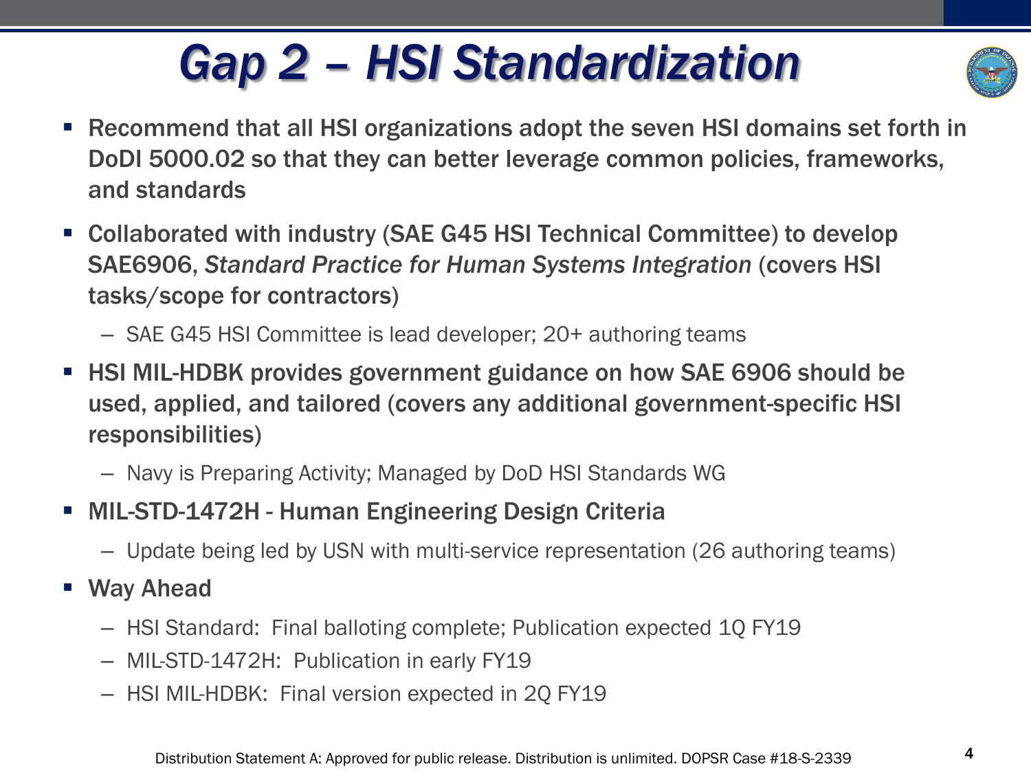# Gap 2 – HSI Standardization

- Recommend that all HSI organizations adopt the seven HSI domains set forth in DoDI 5000.02 so that they can better leverage common policies, frameworks, and standards
- Collaborated with industry (SAE G45 HSI Technical Committee) to develop SAE6906, *Standard Practice for Human Systems Integration* (covers HSI tasks/scope for contractors)
  - SAE G45 HSI Committee is lead developer; 20+ authoring teams
- HSI MIL-HDBK provides government guidance on how SAE 6906 should be used, applied, and tailored (covers any additional government-specific HSI responsibilities)
  - Navy is Preparing Activity; Managed by DoD HSI Standards WG
- MIL-STD-1472H - Human Engineering Design Criteria
  - Update being led by USN with multi-service representation (26 authoring teams)
- Way Ahead
  - HSI Standard: Final balloting complete; Publication expected 1Q FY19
  - MIL-STD-1472H: Publication in early FY19
  - HSI MIL-HDBK: Final version expected in 2Q FY19

Distribution Statement A: Approved for public release. Distribution is unlimited. DOPSR Case #18-S-2339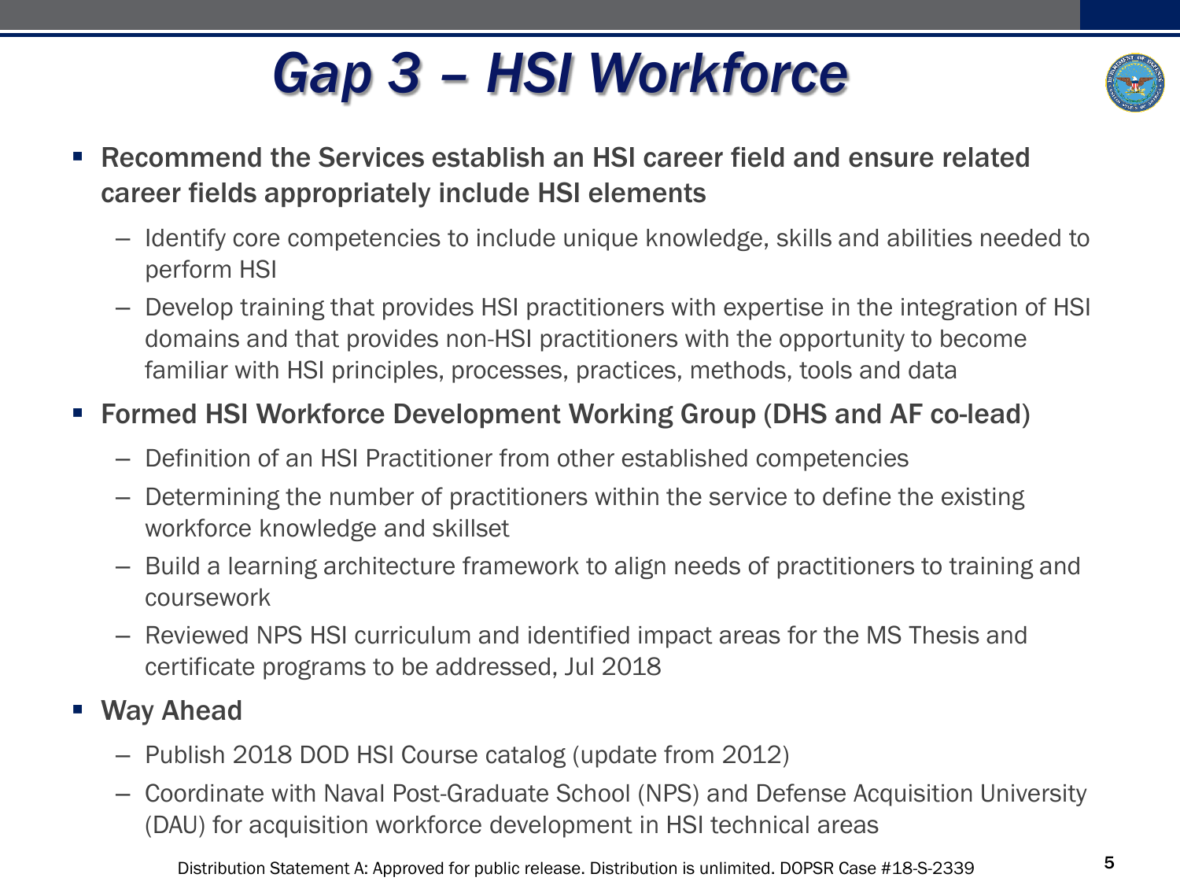# Gap 3 – HSI Workforce

- **Recommend the Services establish an HSI career field and ensure related career fields appropriately include HSI elements**
  - Identify core competencies to include unique knowledge, skills and abilities needed to perform HSI
  - Develop training that provides HSI practitioners with expertise in the integration of HSI domains and that provides non-HSI practitioners with the opportunity to become familiar with HSI principles, processes, practices, methods, tools and data
- **Formed HSI Workforce Development Working Group (DHS and AF co-lead)**
  - Definition of an HSI Practitioner from other established competencies
  - Determining the number of practitioners within the service to define the existing workforce knowledge and skillset
  - Build a learning architecture framework to align needs of practitioners to training and coursework
  - Reviewed NPS HSI curriculum and identified impact areas for the MS Thesis and certificate programs to be addressed, Jul 2018
- **Way Ahead**
  - Publish 2018 DOD HSI Course catalog (update from 2012)
  - Coordinate with Naval Post-Graduate School (NPS) and Defense Acquisition University (DAU) for acquisition workforce development in HSI technical areas

Distribution Statement A: Approved for public release. Distribution is unlimited. DOPSR Case #18-S-2339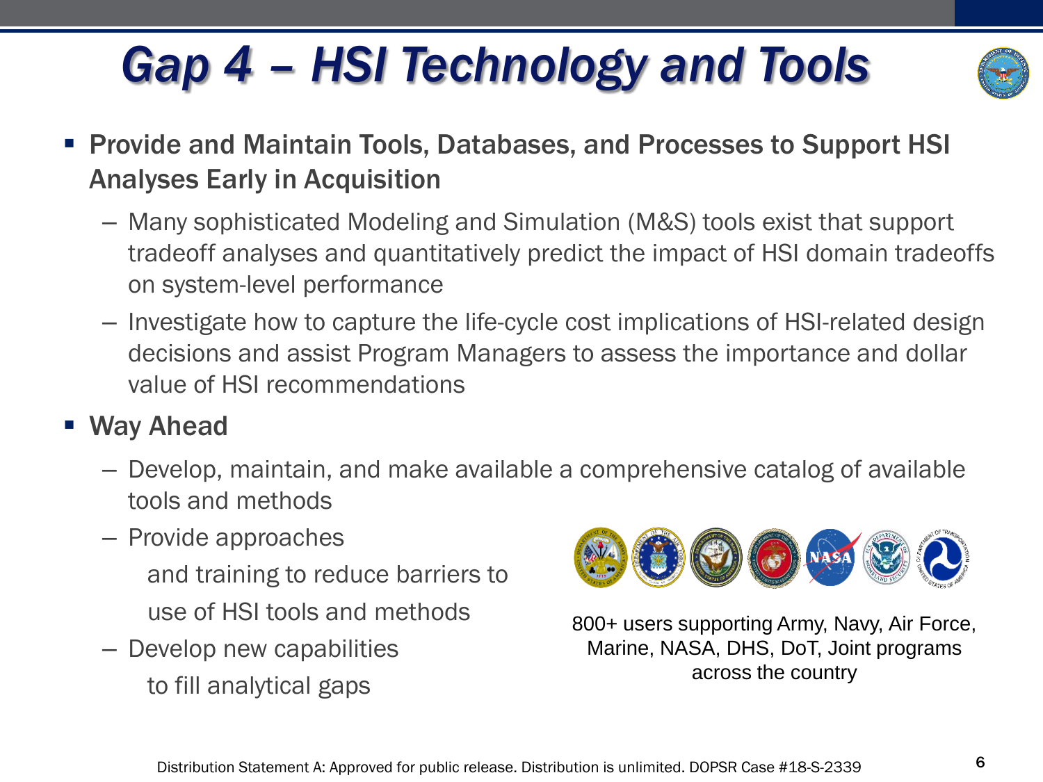# Gap 4 – HSI Technology and Tools

- **Provide and Maintain Tools, Databases, and Processes to Support HSI Analyses Early in Acquisition**
  - Many sophisticated Modeling and Simulation (M&S) tools exist that support tradeoff analyses and quantitatively predict the impact of HSI domain tradeoffs on system-level performance
  - Investigate how to capture the life-cycle cost implications of HSI-related design decisions and assist Program Managers to assess the importance and dollar value of HSI recommendations
- **Way Ahead**
  - Develop, maintain, and make available a comprehensive catalog of available tools and methods
  - Provide approaches and training to reduce barriers to use of HSI tools and methods
  - Develop new capabilities to fill analytical gaps

800+ users supporting Army, Navy, Air Force, Marine, NASA, DHS, DoT, Joint programs across the country

Distribution Statement A: Approved for public release. Distribution is unlimited. DOPSR Case #18-S-2339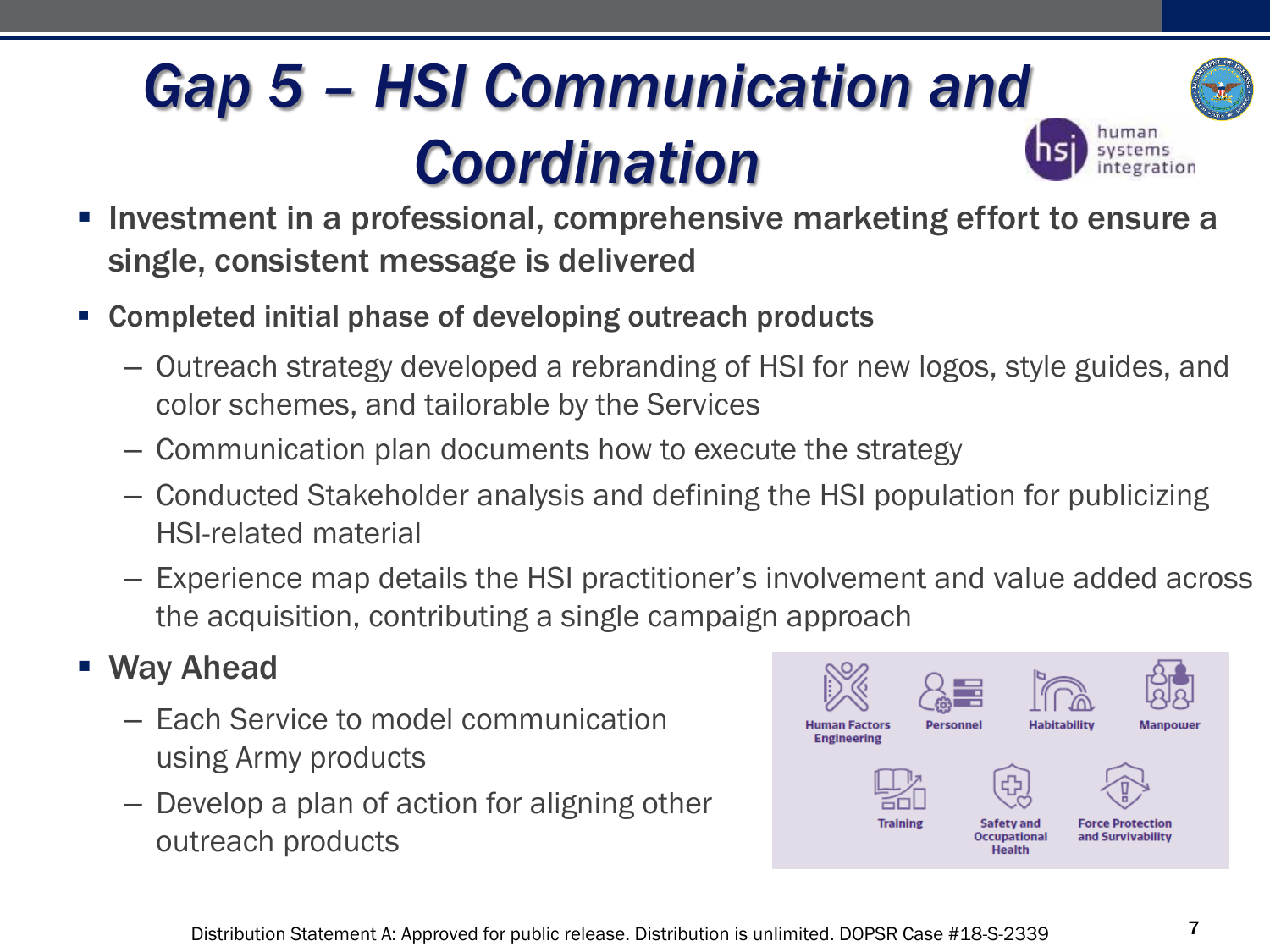# Gap 5 – HSI Communication and Coordination

- **Investment in a professional, comprehensive marketing effort to ensure a single, consistent message is delivered**
- **Completed initial phase of developing outreach products**
  - Outreach strategy developed a rebranding of HSI for new logos, style guides, and color schemes, and tailorable by the Services
  - Communication plan documents how to execute the strategy
  - Conducted Stakeholder analysis and defining the HSI population for publicizing HSI-related material
  - Experience map details the HSI practitioner's involvement and value added across the acquisition, contributing a single campaign approach
- **Way Ahead**
  - Each Service to model communication using Army products
  - Develop a plan of action for aligning other outreach products

Human Factors Engineering | Personnel | Habitability | Manpower | Training | Safety and Occupational Health | Force Protection and Survivability

Distribution Statement A: Approved for public release. Distribution is unlimited. DOPSR Case #18-S-2339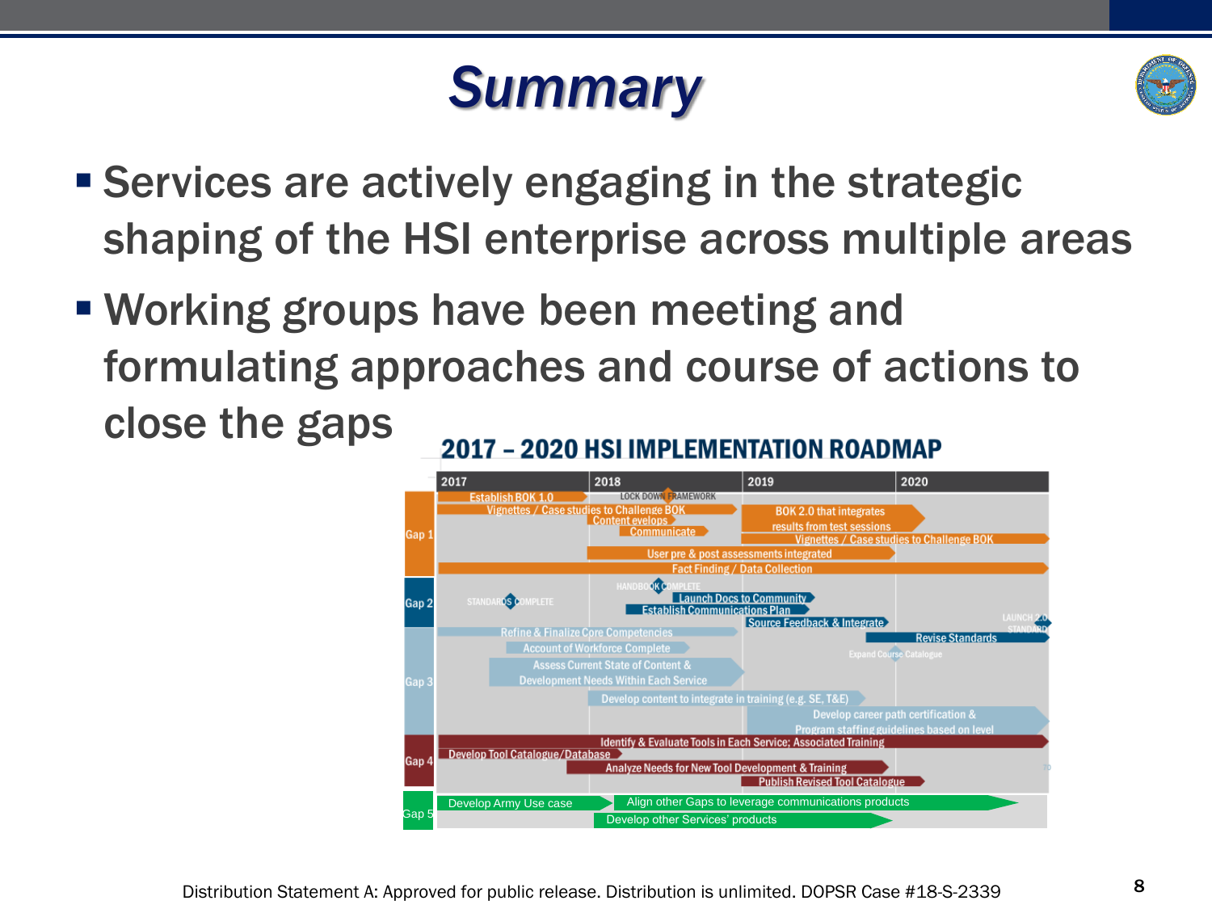# Summary

- Services are actively engaging in the strategic shaping of the HSI enterprise across multiple areas
- Working groups have been meeting and formulating approaches and course of actions to close the gaps

## 2017 – 2020 HSI IMPLEMENTATION ROADMAP

| | 2017 | 2018 | 2019 | 2020 |
|---|---|---|---|---|
| Gap 1 | Establish BOK 1.0; Vignettes / Case studies to Challenge BOK | LOCK DOWN FRAMEWORK; Content evelops; Communicate; User pre & post assessments integrated | BOK 2.0 that integrates results from test sessions; Vignettes / Case studies to Challenge BOK | |
| | Fact Finding / Data Collection | | | |
| Gap 2 | STANDARDS COMPLETE | HANDBOOK COMPLETE; Launch Docs to Community; Establish Communications Plan | Source Feedback & Integrate | LAUNCH 2.0 STANDARD; Revise Standards |
| Gap 3 | Refine & Finalize Core Competencies; Account of Workforce Complete; Assess Current State of Content & Development Needs Within Each Service | Develop content to integrate in training (e.g. SE, T&E) | Develop career path certification & Program staffing guidelines based on level; Expand Course Catalogue | |
| Gap 4 | Identify & Evaluate Tools in Each Service; Associated Training; Develop Tool Catalogue/Database | Analyze Needs for New Tool Development & Training | Publish Revised Tool Catalogue | |
| Gap 5 | Develop Army Use case | Align other Gaps to leverage communications products; Develop other Services' products | | |

Distribution Statement A: Approved for public release. Distribution is unlimited. DOPSR Case #18-S-2339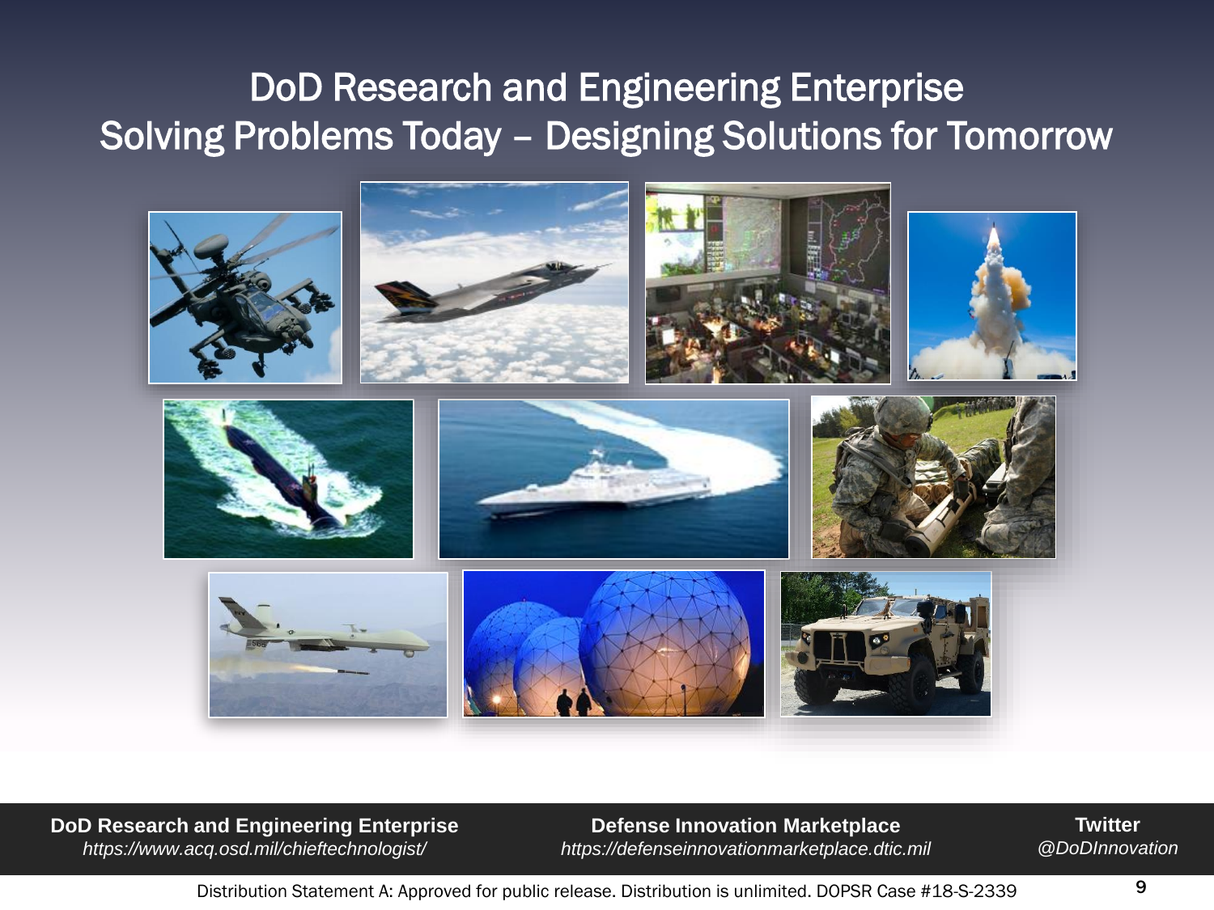# DoD Research and Engineering Enterprise
# Solving Problems Today – Designing Solutions for Tomorrow

**DoD Research and Engineering Enterprise**
*https://www.acq.osd.mil/chieftechnologist/*

**Defense Innovation Marketplace**
*https://defenseinnovationmarketplace.dtic.mil*

**Twitter**
*@DoDInnovation*

Distribution Statement A: Approved for public release. Distribution is unlimited. DOPSR Case #18-S-2339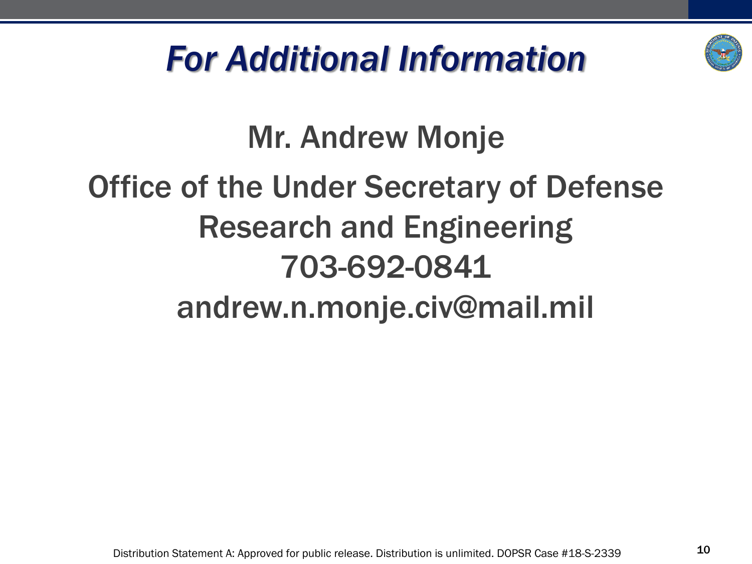# For Additional Information

Mr. Andrew Monje

Office of the Under Secretary of Defense
Research and Engineering
703-692-0841
andrew.n.monje.civ@mail.mil

Distribution Statement A: Approved for public release. Distribution is unlimited. DOPSR Case #18-S-2339